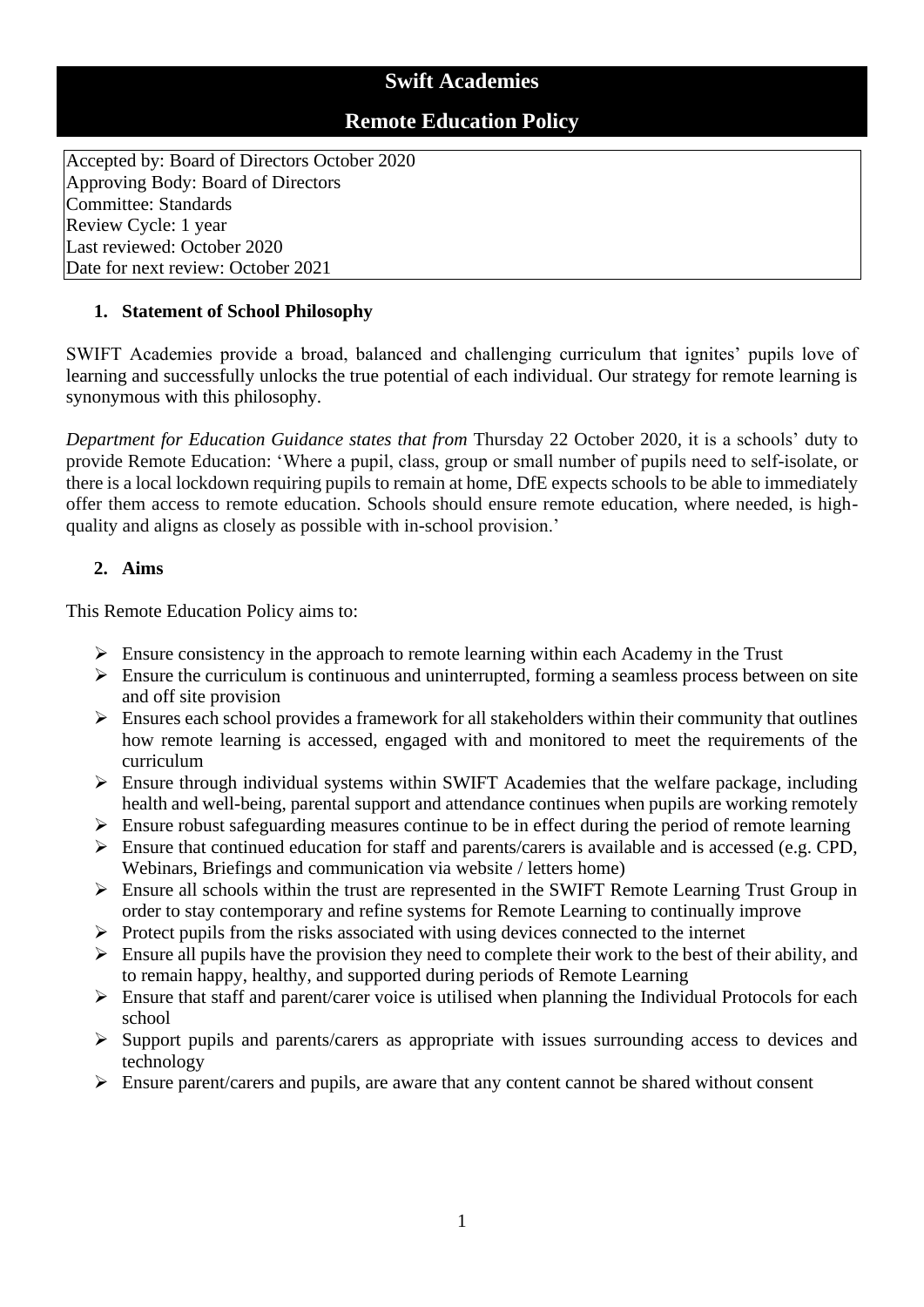# Swift Academies

## Remote Education Policy

Accepted by: Board of Directors October 2020
Approving Body: Board of Directors
Committee: Standards
Review Cycle: 1 year
Last reviewed: October 2020
Date for next review: October 2021

### 1. Statement of School Philosophy

SWIFT Academies provide a broad, balanced and challenging curriculum that ignites' pupils love of learning and successfully unlocks the true potential of each individual. Our strategy for remote learning is synonymous with this philosophy.

*Department for Education Guidance states that from* Thursday 22 October 2020, it is a schools' duty to provide Remote Education: 'Where a pupil, class, group or small number of pupils need to self-isolate, or there is a local lockdown requiring pupils to remain at home, DfE expects schools to be able to immediately offer them access to remote education. Schools should ensure remote education, where needed, is high-quality and aligns as closely as possible with in-school provision.'

### 2. Aims

This Remote Education Policy aims to:

- Ensure consistency in the approach to remote learning within each Academy in the Trust
- Ensure the curriculum is continuous and uninterrupted, forming a seamless process between on site and off site provision
- Ensures each school provides a framework for all stakeholders within their community that outlines how remote learning is accessed, engaged with and monitored to meet the requirements of the curriculum
- Ensure through individual systems within SWIFT Academies that the welfare package, including health and well-being, parental support and attendance continues when pupils are working remotely
- Ensure robust safeguarding measures continue to be in effect during the period of remote learning
- Ensure that continued education for staff and parents/carers is available and is accessed (e.g. CPD, Webinars, Briefings and communication via website / letters home)
- Ensure all schools within the trust are represented in the SWIFT Remote Learning Trust Group in order to stay contemporary and refine systems for Remote Learning to continually improve
- Protect pupils from the risks associated with using devices connected to the internet
- Ensure all pupils have the provision they need to complete their work to the best of their ability, and to remain happy, healthy, and supported during periods of Remote Learning
- Ensure that staff and parent/carer voice is utilised when planning the Individual Protocols for each school
- Support pupils and parents/carers as appropriate with issues surrounding access to devices and technology
- Ensure parent/carers and pupils, are aware that any content cannot be shared without consent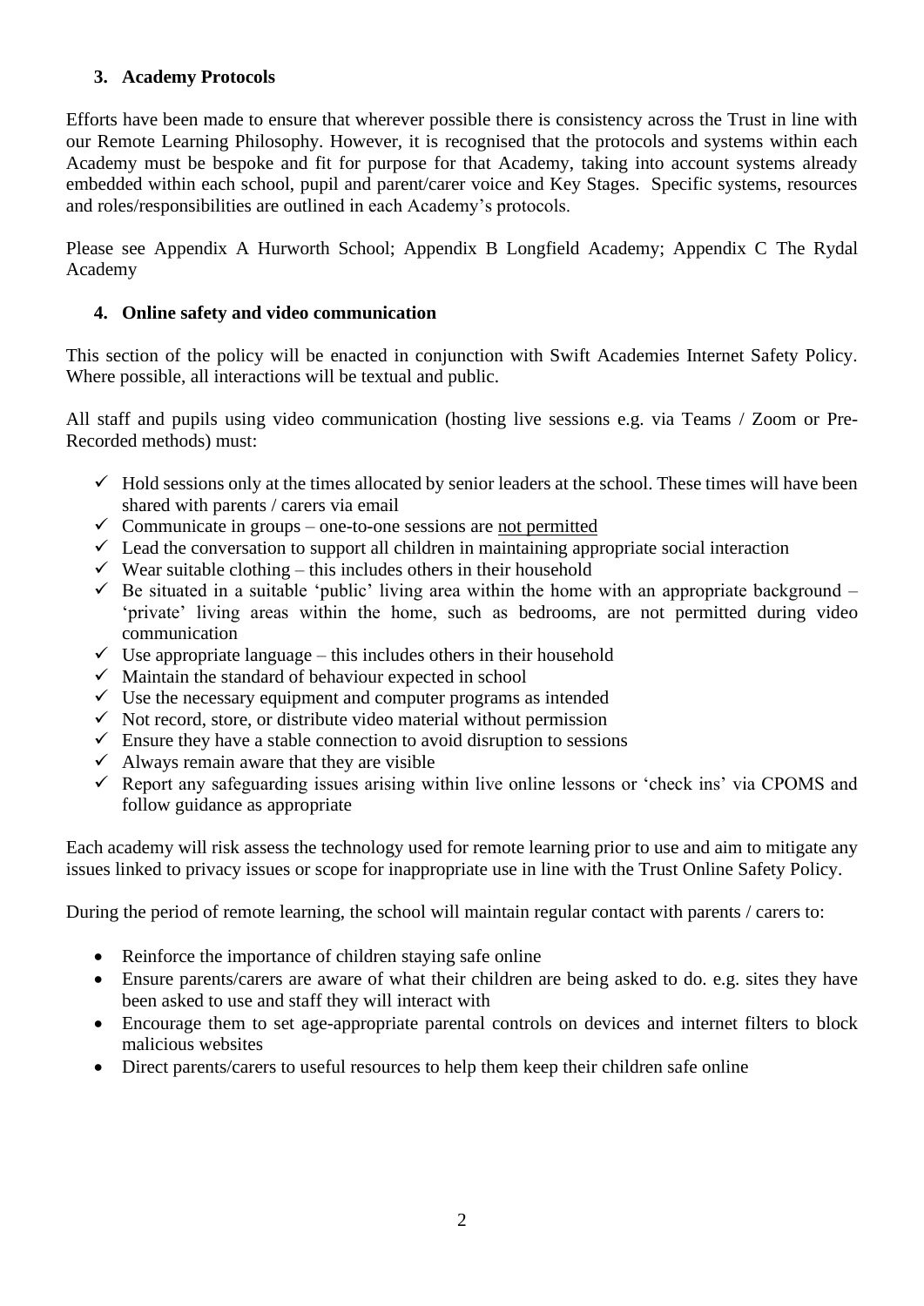## 3. Academy Protocols

Efforts have been made to ensure that wherever possible there is consistency across the Trust in line with our Remote Learning Philosophy. However, it is recognised that the protocols and systems within each Academy must be bespoke and fit for purpose for that Academy, taking into account systems already embedded within each school, pupil and parent/carer voice and Key Stages. Specific systems, resources and roles/responsibilities are outlined in each Academy's protocols.

Please see Appendix A Hurworth School; Appendix B Longfield Academy; Appendix C The Rydal Academy

## 4. Online safety and video communication

This section of the policy will be enacted in conjunction with Swift Academies Internet Safety Policy. Where possible, all interactions will be textual and public.

All staff and pupils using video communication (hosting live sessions e.g. via Teams / Zoom or Pre-Recorded methods) must:

- ✓ Hold sessions only at the times allocated by senior leaders at the school. These times will have been shared with parents / carers via email
- ✓ Communicate in groups – one-to-one sessions are <u>not permitted</u>
- ✓ Lead the conversation to support all children in maintaining appropriate social interaction
- ✓ Wear suitable clothing – this includes others in their household
- ✓ Be situated in a suitable 'public' living area within the home with an appropriate background – 'private' living areas within the home, such as bedrooms, are not permitted during video communication
- ✓ Use appropriate language – this includes others in their household
- ✓ Maintain the standard of behaviour expected in school
- ✓ Use the necessary equipment and computer programs as intended
- ✓ Not record, store, or distribute video material without permission
- ✓ Ensure they have a stable connection to avoid disruption to sessions
- ✓ Always remain aware that they are visible
- ✓ Report any safeguarding issues arising within live online lessons or 'check ins' via CPOMS and follow guidance as appropriate

Each academy will risk assess the technology used for remote learning prior to use and aim to mitigate any issues linked to privacy issues or scope for inappropriate use in line with the Trust Online Safety Policy.

During the period of remote learning, the school will maintain regular contact with parents / carers to:

- Reinforce the importance of children staying safe online
- Ensure parents/carers are aware of what their children are being asked to do. e.g. sites they have been asked to use and staff they will interact with
- Encourage them to set age-appropriate parental controls on devices and internet filters to block malicious websites
- Direct parents/carers to useful resources to help them keep their children safe online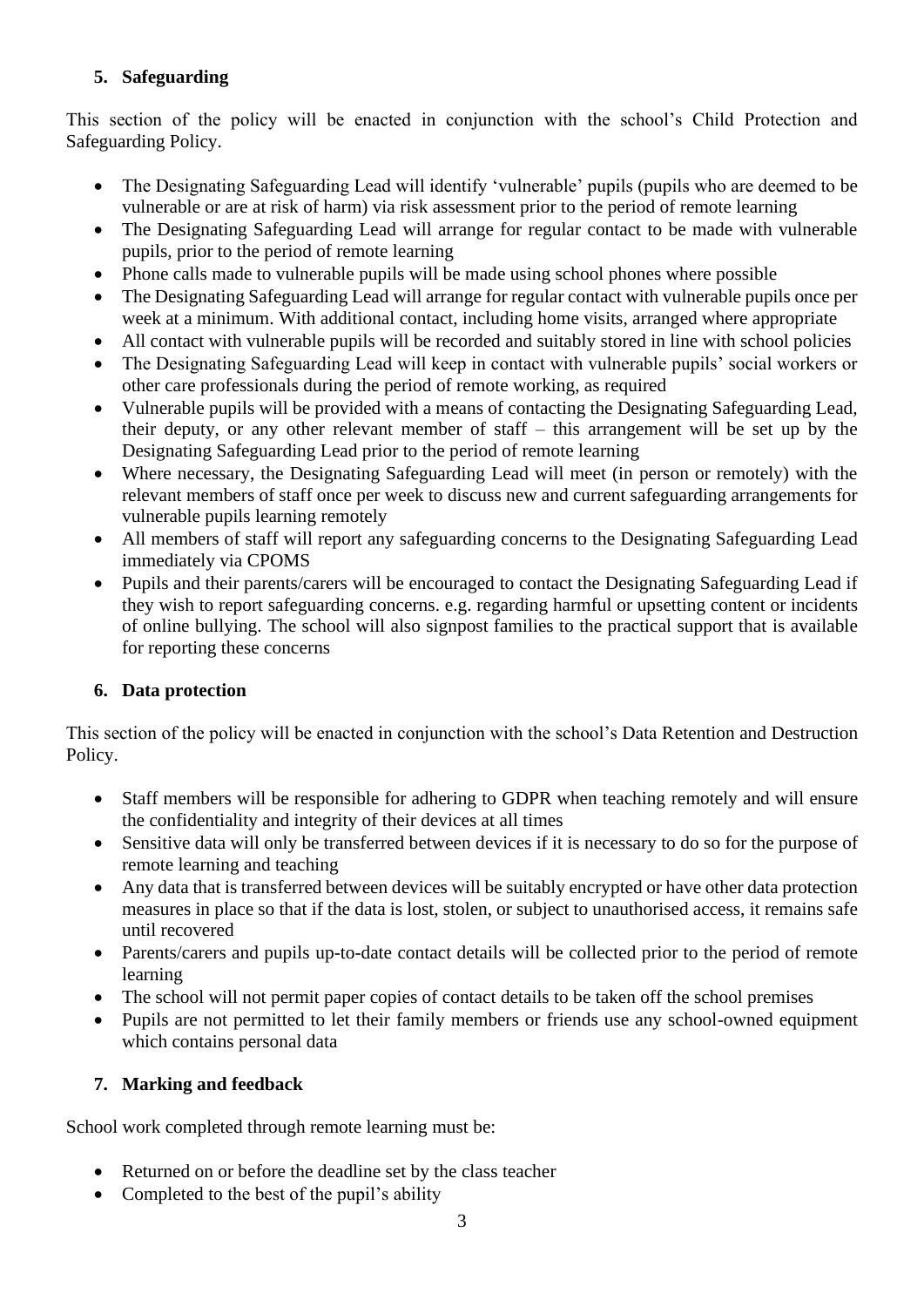## 5. Safeguarding

This section of the policy will be enacted in conjunction with the school's Child Protection and Safeguarding Policy.

- The Designating Safeguarding Lead will identify 'vulnerable' pupils (pupils who are deemed to be vulnerable or are at risk of harm) via risk assessment prior to the period of remote learning
- The Designating Safeguarding Lead will arrange for regular contact to be made with vulnerable pupils, prior to the period of remote learning
- Phone calls made to vulnerable pupils will be made using school phones where possible
- The Designating Safeguarding Lead will arrange for regular contact with vulnerable pupils once per week at a minimum. With additional contact, including home visits, arranged where appropriate
- All contact with vulnerable pupils will be recorded and suitably stored in line with school policies
- The Designating Safeguarding Lead will keep in contact with vulnerable pupils' social workers or other care professionals during the period of remote working, as required
- Vulnerable pupils will be provided with a means of contacting the Designating Safeguarding Lead, their deputy, or any other relevant member of staff – this arrangement will be set up by the Designating Safeguarding Lead prior to the period of remote learning
- Where necessary, the Designating Safeguarding Lead will meet (in person or remotely) with the relevant members of staff once per week to discuss new and current safeguarding arrangements for vulnerable pupils learning remotely
- All members of staff will report any safeguarding concerns to the Designating Safeguarding Lead immediately via CPOMS
- Pupils and their parents/carers will be encouraged to contact the Designating Safeguarding Lead if they wish to report safeguarding concerns. e.g. regarding harmful or upsetting content or incidents of online bullying. The school will also signpost families to the practical support that is available for reporting these concerns

## 6. Data protection

This section of the policy will be enacted in conjunction with the school's Data Retention and Destruction Policy.

- Staff members will be responsible for adhering to GDPR when teaching remotely and will ensure the confidentiality and integrity of their devices at all times
- Sensitive data will only be transferred between devices if it is necessary to do so for the purpose of remote learning and teaching
- Any data that is transferred between devices will be suitably encrypted or have other data protection measures in place so that if the data is lost, stolen, or subject to unauthorised access, it remains safe until recovered
- Parents/carers and pupils up-to-date contact details will be collected prior to the period of remote learning
- The school will not permit paper copies of contact details to be taken off the school premises
- Pupils are not permitted to let their family members or friends use any school-owned equipment which contains personal data

## 7. Marking and feedback

School work completed through remote learning must be:

- Returned on or before the deadline set by the class teacher
- Completed to the best of the pupil's ability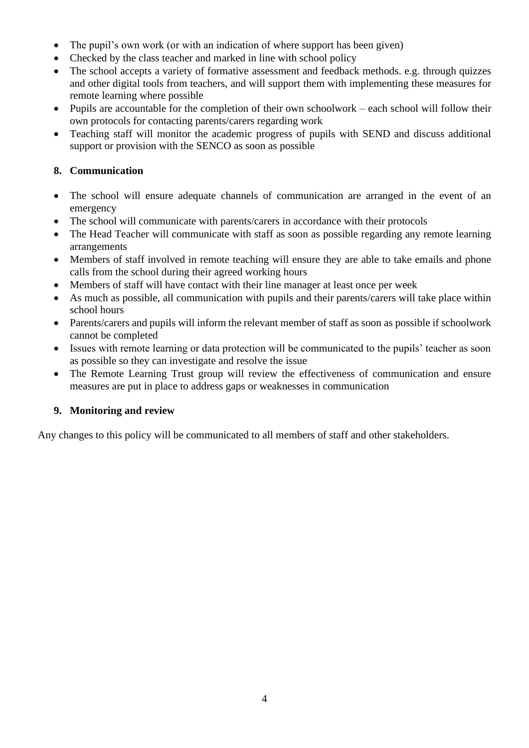- The pupil's own work (or with an indication of where support has been given)
- Checked by the class teacher and marked in line with school policy
- The school accepts a variety of formative assessment and feedback methods. e.g. through quizzes and other digital tools from teachers, and will support them with implementing these measures for remote learning where possible
- Pupils are accountable for the completion of their own schoolwork – each school will follow their own protocols for contacting parents/carers regarding work
- Teaching staff will monitor the academic progress of pupils with SEND and discuss additional support or provision with the SENCO as soon as possible

## 8. Communication

- The school will ensure adequate channels of communication are arranged in the event of an emergency
- The school will communicate with parents/carers in accordance with their protocols
- The Head Teacher will communicate with staff as soon as possible regarding any remote learning arrangements
- Members of staff involved in remote teaching will ensure they are able to take emails and phone calls from the school during their agreed working hours
- Members of staff will have contact with their line manager at least once per week
- As much as possible, all communication with pupils and their parents/carers will take place within school hours
- Parents/carers and pupils will inform the relevant member of staff as soon as possible if schoolwork cannot be completed
- Issues with remote learning or data protection will be communicated to the pupils' teacher as soon as possible so they can investigate and resolve the issue
- The Remote Learning Trust group will review the effectiveness of communication and ensure measures are put in place to address gaps or weaknesses in communication

## 9. Monitoring and review

Any changes to this policy will be communicated to all members of staff and other stakeholders.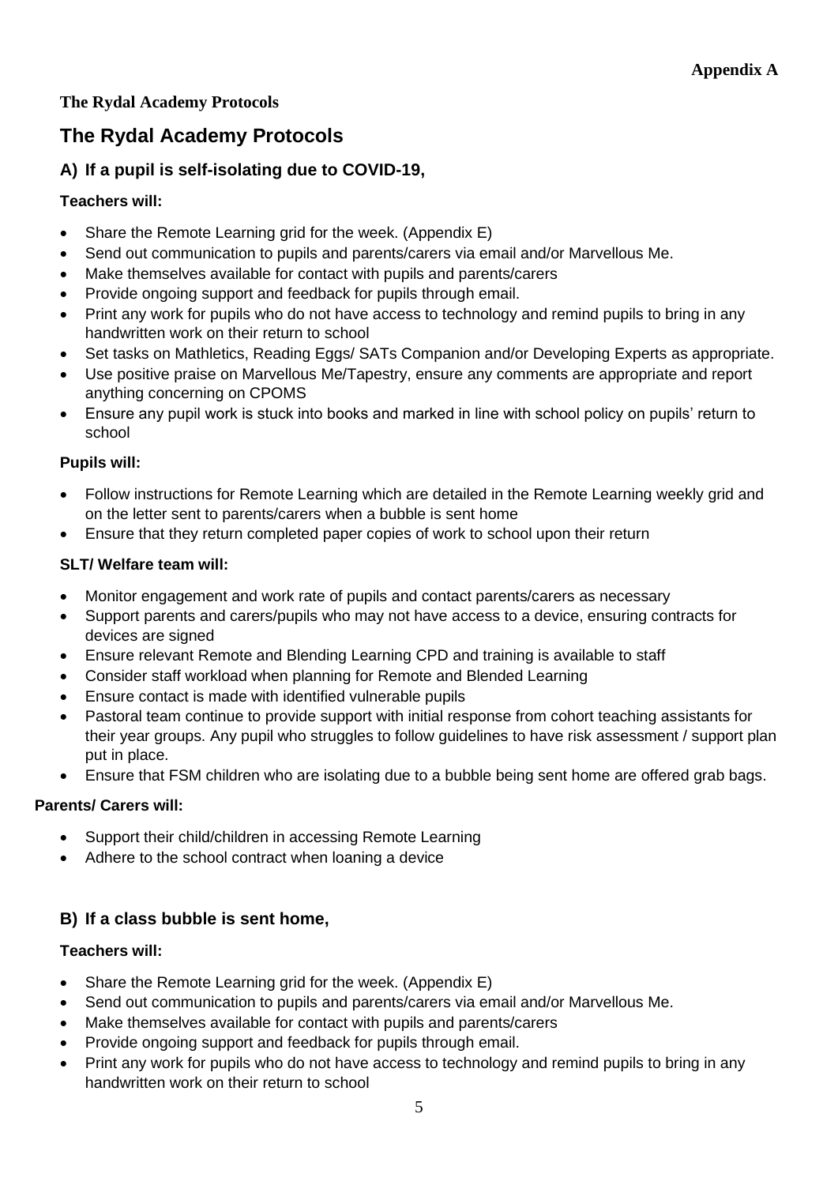**Appendix A**

**The Rydal Academy Protocols**

# The Rydal Academy Protocols

## A) If a pupil is self-isolating due to COVID-19,

**Teachers will:**

- Share the Remote Learning grid for the week. (Appendix E)
- Send out communication to pupils and parents/carers via email and/or Marvellous Me.
- Make themselves available for contact with pupils and parents/carers
- Provide ongoing support and feedback for pupils through email.
- Print any work for pupils who do not have access to technology and remind pupils to bring in any handwritten work on their return to school
- Set tasks on Mathletics, Reading Eggs/ SATs Companion and/or Developing Experts as appropriate.
- Use positive praise on Marvellous Me/Tapestry, ensure any comments are appropriate and report anything concerning on CPOMS
- Ensure any pupil work is stuck into books and marked in line with school policy on pupils' return to school

**Pupils will:**

- Follow instructions for Remote Learning which are detailed in the Remote Learning weekly grid and on the letter sent to parents/carers when a bubble is sent home
- Ensure that they return completed paper copies of work to school upon their return

**SLT/ Welfare team will:**

- Monitor engagement and work rate of pupils and contact parents/carers as necessary
- Support parents and carers/pupils who may not have access to a device, ensuring contracts for devices are signed
- Ensure relevant Remote and Blending Learning CPD and training is available to staff
- Consider staff workload when planning for Remote and Blended Learning
- Ensure contact is made with identified vulnerable pupils
- Pastoral team continue to provide support with initial response from cohort teaching assistants for their year groups. Any pupil who struggles to follow guidelines to have risk assessment / support plan put in place.
- Ensure that FSM children who are isolating due to a bubble being sent home are offered grab bags.

**Parents/ Carers will:**

- Support their child/children in accessing Remote Learning
- Adhere to the school contract when loaning a device

## B) If a class bubble is sent home,

**Teachers will:**

- Share the Remote Learning grid for the week. (Appendix E)
- Send out communication to pupils and parents/carers via email and/or Marvellous Me.
- Make themselves available for contact with pupils and parents/carers
- Provide ongoing support and feedback for pupils through email.
- Print any work for pupils who do not have access to technology and remind pupils to bring in any handwritten work on their return to school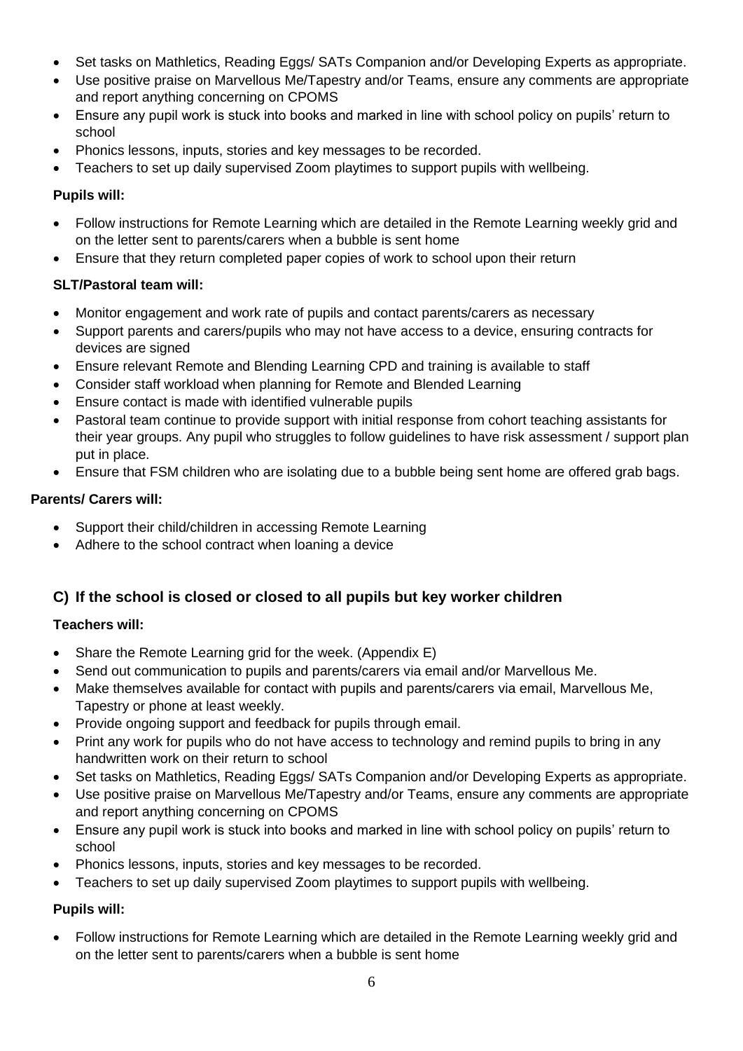- Set tasks on Mathletics, Reading Eggs/ SATs Companion and/or Developing Experts as appropriate.
- Use positive praise on Marvellous Me/Tapestry and/or Teams, ensure any comments are appropriate and report anything concerning on CPOMS
- Ensure any pupil work is stuck into books and marked in line with school policy on pupils' return to school
- Phonics lessons, inputs, stories and key messages to be recorded.
- Teachers to set up daily supervised Zoom playtimes to support pupils with wellbeing.

**Pupils will:**

- Follow instructions for Remote Learning which are detailed in the Remote Learning weekly grid and on the letter sent to parents/carers when a bubble is sent home
- Ensure that they return completed paper copies of work to school upon their return

**SLT/Pastoral team will:**

- Monitor engagement and work rate of pupils and contact parents/carers as necessary
- Support parents and carers/pupils who may not have access to a device, ensuring contracts for devices are signed
- Ensure relevant Remote and Blending Learning CPD and training is available to staff
- Consider staff workload when planning for Remote and Blended Learning
- Ensure contact is made with identified vulnerable pupils
- Pastoral team continue to provide support with initial response from cohort teaching assistants for their year groups. Any pupil who struggles to follow guidelines to have risk assessment / support plan put in place.
- Ensure that FSM children who are isolating due to a bubble being sent home are offered grab bags.

**Parents/ Carers will:**

- Support their child/children in accessing Remote Learning
- Adhere to the school contract when loaning a device

## C) If the school is closed or closed to all pupils but key worker children

**Teachers will:**

- Share the Remote Learning grid for the week. (Appendix E)
- Send out communication to pupils and parents/carers via email and/or Marvellous Me.
- Make themselves available for contact with pupils and parents/carers via email, Marvellous Me, Tapestry or phone at least weekly.
- Provide ongoing support and feedback for pupils through email.
- Print any work for pupils who do not have access to technology and remind pupils to bring in any handwritten work on their return to school
- Set tasks on Mathletics, Reading Eggs/ SATs Companion and/or Developing Experts as appropriate.
- Use positive praise on Marvellous Me/Tapestry and/or Teams, ensure any comments are appropriate and report anything concerning on CPOMS
- Ensure any pupil work is stuck into books and marked in line with school policy on pupils' return to school
- Phonics lessons, inputs, stories and key messages to be recorded.
- Teachers to set up daily supervised Zoom playtimes to support pupils with wellbeing.

**Pupils will:**

- Follow instructions for Remote Learning which are detailed in the Remote Learning weekly grid and on the letter sent to parents/carers when a bubble is sent home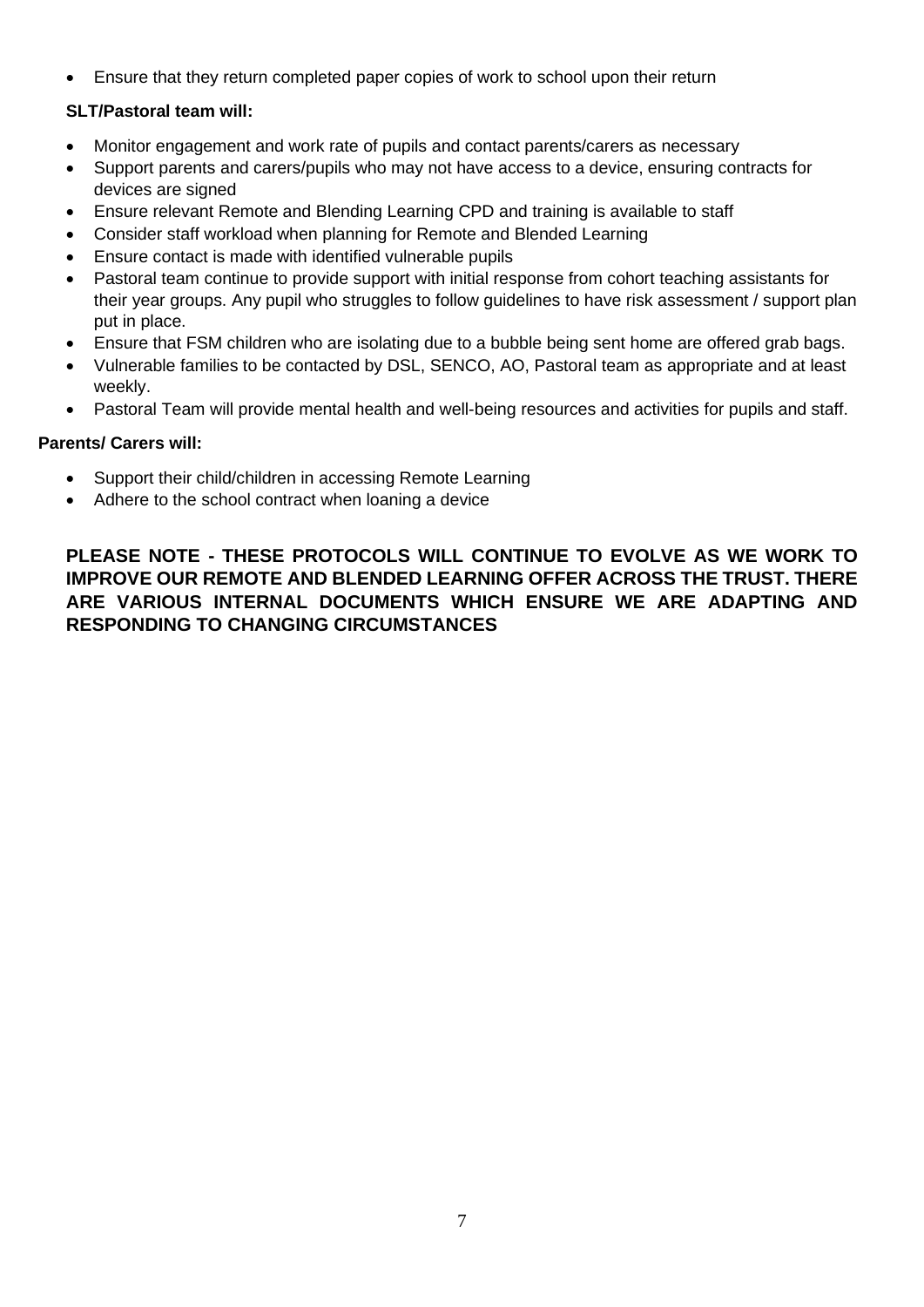- Ensure that they return completed paper copies of work to school upon their return

**SLT/Pastoral team will:**

- Monitor engagement and work rate of pupils and contact parents/carers as necessary
- Support parents and carers/pupils who may not have access to a device, ensuring contracts for devices are signed
- Ensure relevant Remote and Blending Learning CPD and training is available to staff
- Consider staff workload when planning for Remote and Blended Learning
- Ensure contact is made with identified vulnerable pupils
- Pastoral team continue to provide support with initial response from cohort teaching assistants for their year groups. Any pupil who struggles to follow guidelines to have risk assessment / support plan put in place.
- Ensure that FSM children who are isolating due to a bubble being sent home are offered grab bags.
- Vulnerable families to be contacted by DSL, SENCO, AO, Pastoral team as appropriate and at least weekly.
- Pastoral Team will provide mental health and well-being resources and activities for pupils and staff.

**Parents/ Carers will:**

- Support their child/children in accessing Remote Learning
- Adhere to the school contract when loaning a device

**PLEASE NOTE - THESE PROTOCOLS WILL CONTINUE TO EVOLVE AS WE WORK TO IMPROVE OUR REMOTE AND BLENDED LEARNING OFFER ACROSS THE TRUST. THERE ARE VARIOUS INTERNAL DOCUMENTS WHICH ENSURE WE ARE ADAPTING AND RESPONDING TO CHANGING CIRCUMSTANCES**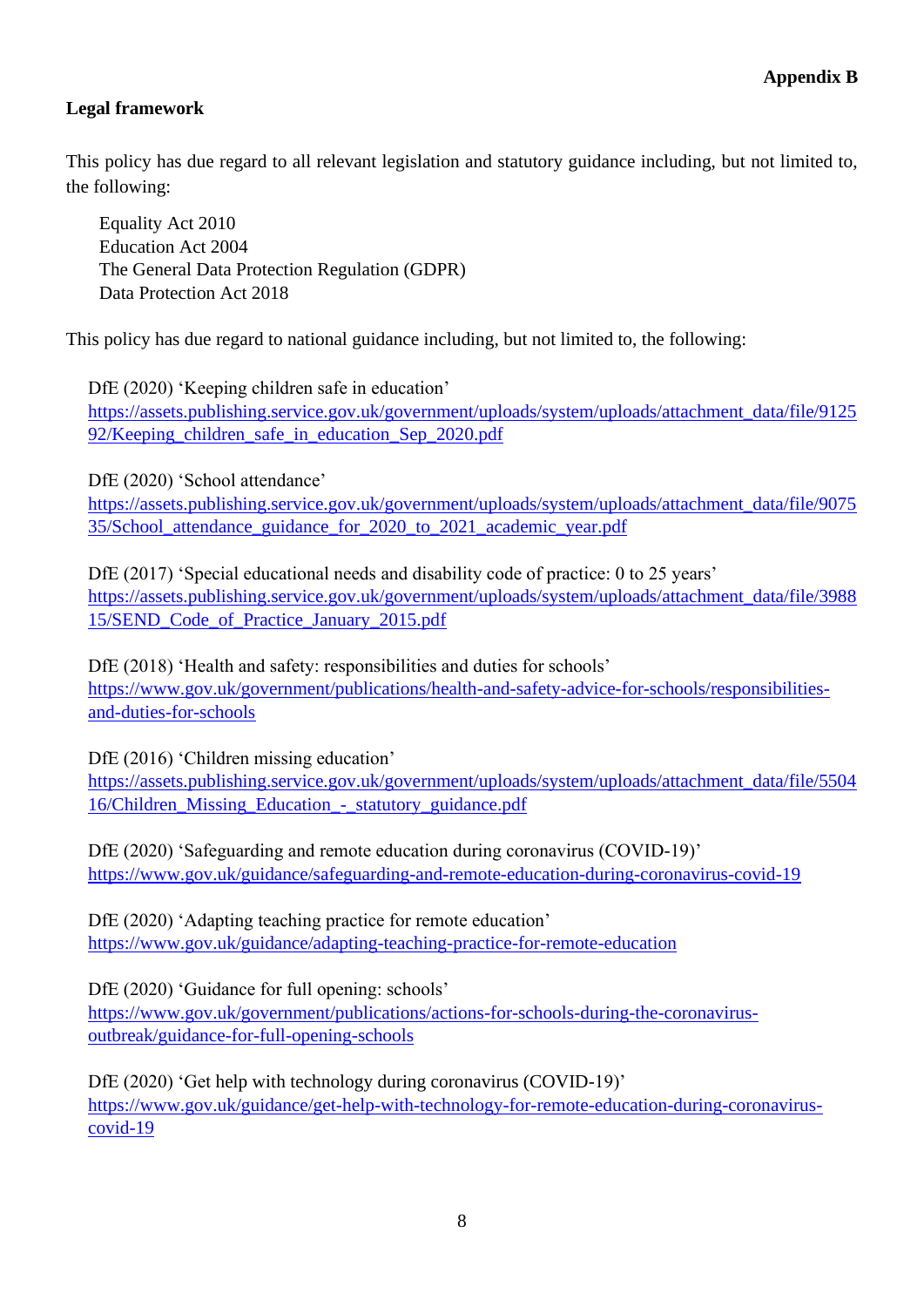**Appendix B**

**Legal framework**

This policy has due regard to all relevant legislation and statutory guidance including, but not limited to, the following:

- Equality Act 2010
- Education Act 2004
- The General Data Protection Regulation (GDPR)
- Data Protection Act 2018

This policy has due regard to national guidance including, but not limited to, the following:

- DfE (2020) 'Keeping children safe in education'
  https://assets.publishing.service.gov.uk/government/uploads/system/uploads/attachment_data/file/912592/Keeping_children_safe_in_education_Sep_2020.pdf

- DfE (2020) 'School attendance'
  https://assets.publishing.service.gov.uk/government/uploads/system/uploads/attachment_data/file/907535/School_attendance_guidance_for_2020_to_2021_academic_year.pdf

- DfE (2017) 'Special educational needs and disability code of practice: 0 to 25 years'
  https://assets.publishing.service.gov.uk/government/uploads/system/uploads/attachment_data/file/398815/SEND_Code_of_Practice_January_2015.pdf

- DfE (2018) 'Health and safety: responsibilities and duties for schools'
  https://www.gov.uk/government/publications/health-and-safety-advice-for-schools/responsibilities-and-duties-for-schools

- DfE (2016) 'Children missing education'
  https://assets.publishing.service.gov.uk/government/uploads/system/uploads/attachment_data/file/550416/Children_Missing_Education_-_statutory_guidance.pdf

- DfE (2020) 'Safeguarding and remote education during coronavirus (COVID-19)'
  https://www.gov.uk/guidance/safeguarding-and-remote-education-during-coronavirus-covid-19

- DfE (2020) 'Adapting teaching practice for remote education'
  https://www.gov.uk/guidance/adapting-teaching-practice-for-remote-education

- DfE (2020) 'Guidance for full opening: schools'
  https://www.gov.uk/government/publications/actions-for-schools-during-the-coronavirus-outbreak/guidance-for-full-opening-schools

- DfE (2020) 'Get help with technology during coronavirus (COVID-19)'
  https://www.gov.uk/guidance/get-help-with-technology-for-remote-education-during-coronavirus-covid-19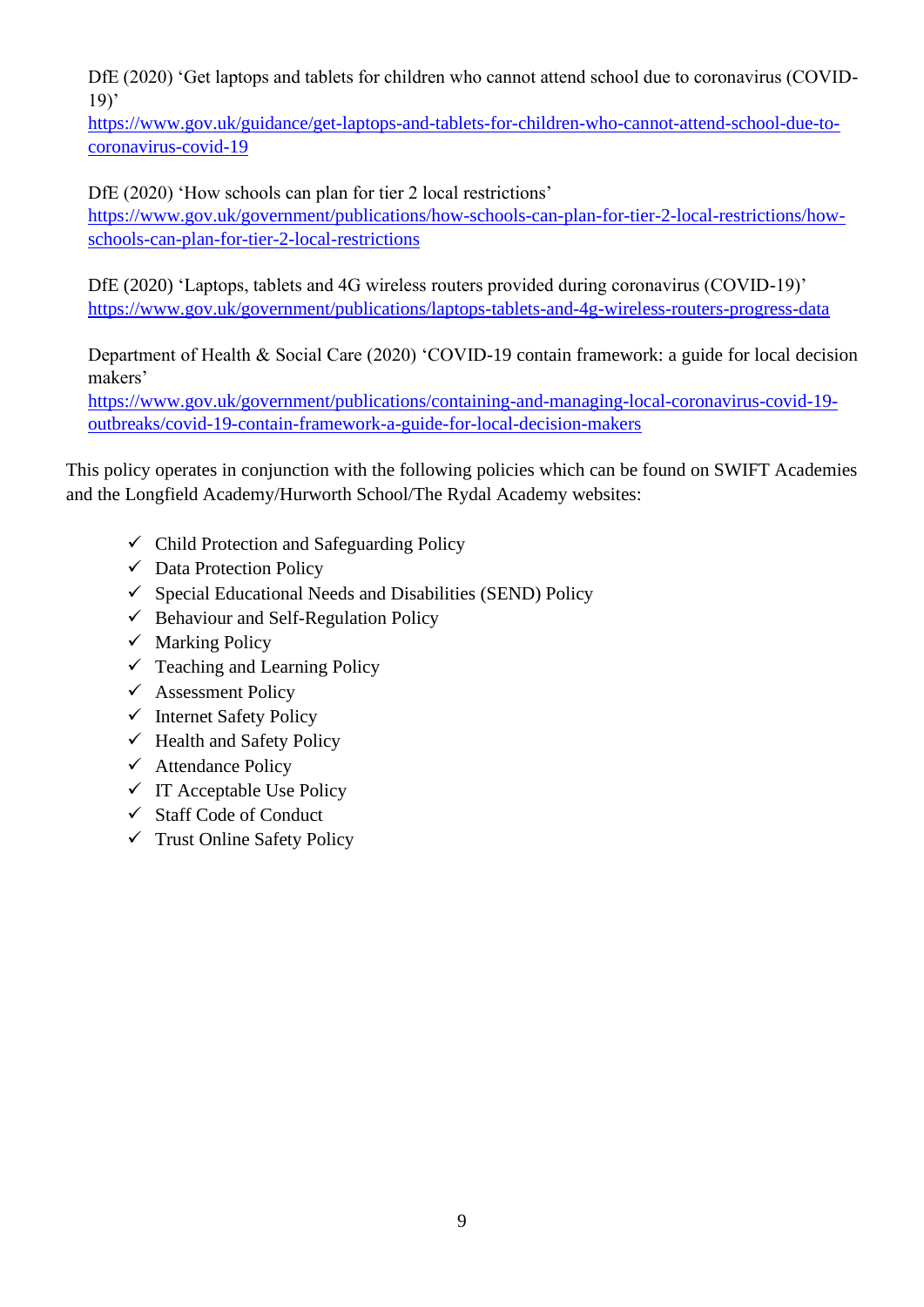DfE (2020) 'Get laptops and tablets for children who cannot attend school due to coronavirus (COVID-19)'
https://www.gov.uk/guidance/get-laptops-and-tablets-for-children-who-cannot-attend-school-due-to-coronavirus-covid-19

DfE (2020) 'How schools can plan for tier 2 local restrictions'
https://www.gov.uk/government/publications/how-schools-can-plan-for-tier-2-local-restrictions/how-schools-can-plan-for-tier-2-local-restrictions

DfE (2020) 'Laptops, tablets and 4G wireless routers provided during coronavirus (COVID-19)'
https://www.gov.uk/government/publications/laptops-tablets-and-4g-wireless-routers-progress-data

Department of Health & Social Care (2020) 'COVID-19 contain framework: a guide for local decision makers'
https://www.gov.uk/government/publications/containing-and-managing-local-coronavirus-covid-19-outbreaks/covid-19-contain-framework-a-guide-for-local-decision-makers

This policy operates in conjunction with the following policies which can be found on SWIFT Academies and the Longfield Academy/Hurworth School/The Rydal Academy websites:

- ✓ Child Protection and Safeguarding Policy
- ✓ Data Protection Policy
- ✓ Special Educational Needs and Disabilities (SEND) Policy
- ✓ Behaviour and Self-Regulation Policy
- ✓ Marking Policy
- ✓ Teaching and Learning Policy
- ✓ Assessment Policy
- ✓ Internet Safety Policy
- ✓ Health and Safety Policy
- ✓ Attendance Policy
- ✓ IT Acceptable Use Policy
- ✓ Staff Code of Conduct
- ✓ Trust Online Safety Policy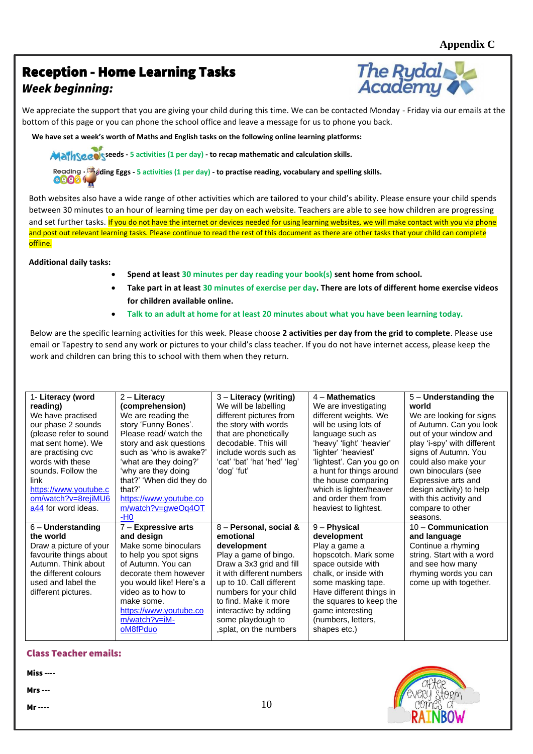**Appendix C**

# Reception - Home Learning Tasks

***Week beginning:***

We appreciate the support that you are giving your child during this time. We can be contacted Monday - Friday via our emails at the bottom of this page or you can phone the school office and leave a message for us to phone you back.

**We have set a week's worth of Maths and English tasks on the following online learning platforms:**

- **Mathseeds - 5 activities (1 per day) - to recap mathematic and calculation skills.**
- **Reading Eggs - 5 activities (1 per day) - to practise reading, vocabulary and spelling skills.**

Both websites also have a wide range of other activities which are tailored to your child's ability. Please ensure your child spends between 30 minutes to an hour of learning time per day on each website. Teachers are able to see how children are progressing and set further tasks. If you do not have the internet or devices needed for using learning websites, we will make contact with you via phone and post out relevant learning tasks. Please continue to read the rest of this document as there are other tasks that your child can complete offline.

**Additional daily tasks:**

- **Spend at least 30 minutes per day reading your book(s) sent home from school.**
- **Take part in at least 30 minutes of exercise per day. There are lots of different home exercise videos for children available online.**
- **Talk to an adult at home for at least 20 minutes about what you have been learning today.**

Below are the specific learning activities for this week. Please choose **2 activities per day from the grid to complete**. Please use email or Tapestry to send any work or pictures to your child's class teacher. If you do not have internet access, please keep the work and children can bring this to school with them when they return.

| 1- **Literacy (word reading)** We have practised our phase 2 sounds (please refer to sound mat sent home). We are practising cvc words with these sounds. Follow the link https://www.youtube.com/watch?v=8rejiMU6a44 for word ideas. | 2 – **Literacy (comprehension)** We are reading the story 'Funny Bones'. Please read/ watch the story and ask questions such as 'who is awake?' 'what are they doing?' 'why are they doing that?' 'When did they do that?' https://www.youtube.com/watch?v=gweOq4OT-H0 | 3 – **Literacy (writing)** We will be labelling different pictures from the story with words that are phonetically decodable. This will include words such as 'cat' 'bat' 'hat 'hed' 'leg' 'dog' 'fut' | 4 – **Mathematics** We are investigating different weights. We will be using lots of language such as 'heavy' 'light' 'heavier' 'lighter' 'heaviest' 'lightest'. Can you go on a hunt for things around the house comparing which is lighter/heaver and order them from heaviest to lightest. | 5 – **Understanding the world** We are looking for signs of Autumn. Can you look out of your window and play 'i-spy' with different signs of Autumn. You could also make your own binoculars (see Expressive arts and design activity) to help with this activity and compare to other seasons. |
|---|---|---|---|---|
| 6 – **Understanding the world** Draw a picture of your favourite things about Autumn. Think about the different colours used and label the different pictures. | 7 – **Expressive arts and design** Make some binoculars to help you spot signs of Autumn. You can decorate them however you would like! Here's a video as to how to make some. https://www.youtube.com/watch?v=iM-oM8fPduo | 8 – **Personal, social & emotional development** Play a game of bingo. Draw a 3x3 grid and fill it with different numbers up to 10. Call different numbers for your child to find. Make it more interactive by adding some playdough to ,splat, on the numbers | 9 – **Physical development** Play a game a hopscotch. Mark some space outside with chalk, or inside with some masking tape. Have different things in the squares to keep the game interesting (numbers, letters, shapes etc.) | 10 – **Communication and language** Continue a rhyming string. Start with a word and see how many rhyming words you can come up with together. |

**Class Teacher emails:**

**Miss ----**

**Mrs ---**

**Mr ----**

after every storm comes a RAINBOW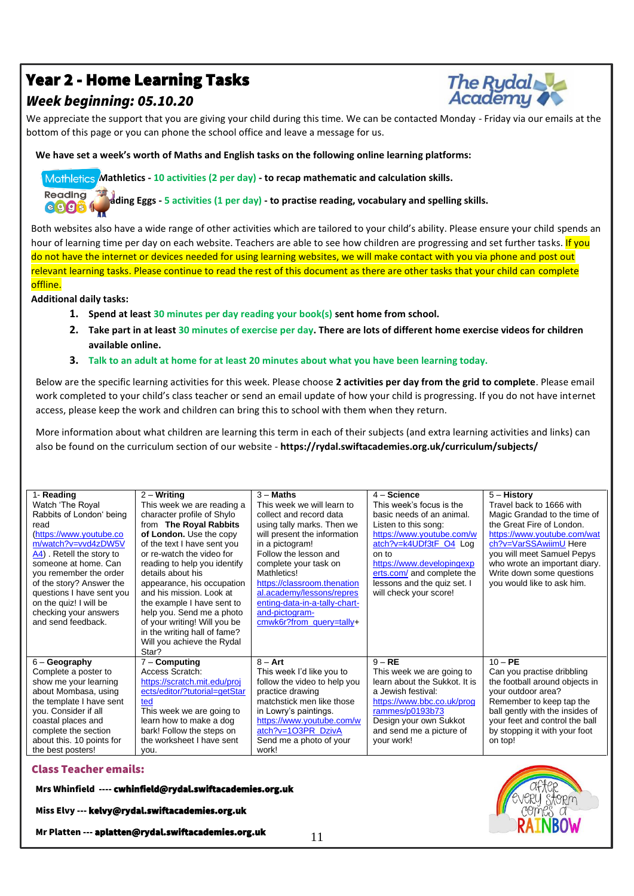# Year 2 - Home Learning Tasks

## *Week beginning: 05.10.20*

We appreciate the support that you are giving your child during this time. We can be contacted Monday - Friday via our emails at the bottom of this page or you can phone the school office and leave a message for us.

**We have set a week's worth of Maths and English tasks on the following online learning platforms:**

**Mathletics - 10 activities (2 per day) - to recap mathematic and calculation skills.**

**Reading Eggs - 5 activities (1 per day) - to practise reading, vocabulary and spelling skills.**

Both websites also have a wide range of other activities which are tailored to your child's ability. Please ensure your child spends an hour of learning time per day on each website. Teachers are able to see how children are progressing and set further tasks. If you do not have the internet or devices needed for using learning websites, we will make contact with you via phone and post out relevant learning tasks. Please continue to read the rest of this document as there are other tasks that your child can complete offline.

**Additional daily tasks:**

1. **Spend at least 30 minutes per day reading your book(s) sent home from school.**
2. **Take part in at least 30 minutes of exercise per day. There are lots of different home exercise videos for children available online.**
3. **Talk to an adult at home for at least 20 minutes about what you have been learning today.**

Below are the specific learning activities for this week. Please choose **2 activities per day from the grid to complete**. Please email work completed to your child's class teacher or send an email update of how your child is progressing. If you do not have internet access, please keep the work and children can bring this to school with them when they return.

More information about what children are learning this term in each of their subjects (and extra learning activities and links) can also be found on the curriculum section of our website - **https://rydal.swiftacademies.org.uk/curriculum/subjects/**

| | | | | |
|---|---|---|---|---|
| 1- **Reading** Watch 'The Royal Rabbits of London' being read (https://www.youtube.com/watch?v=vvd4zDW5VA4) . Retell the story to someone at home. Can you remember the order of the story? Answer the questions I have sent you on the quiz! I will be checking your answers and send feedback. | 2 – **Writing** This week we are reading a character profile of Shylo from **The Royal Rabbits of London.** Use the copy of the text I have sent you or re-watch the video for reading to help you identify details about his appearance, his occupation and his mission. Look at the example I have sent to help you. Send me a photo of your writing! Will you be in the writing hall of fame? Will you achieve the Rydal Star? | 3 – **Maths** This week we will learn to collect and record data using tally marks. Then we will present the information in a pictogram! Follow the lesson and complete your task on Mathletics! https://classroom.thenational.academy/lessons/representing-data-in-a-tally-chart-and-pictogram-cmwk6r?from_query=tally+ | 4 – **Science** This week's focus is the basic needs of an animal. Listen to this song: https://www.youtube.com/watch?v=k4UDf3tF_O4 Log on to https://www.developingexperts.com/ and complete the lessons and the quiz set. I will check your score! | 5 – **History** Travel back to 1666 with Magic Grandad to the time of the Great Fire of London. https://www.youtube.com/watch?v=VarSSAwiimU Here you will meet Samuel Pepys who wrote an important diary. Write down some questions you would like to ask him. |
| 6 – **Geography** Complete a poster to show me your learning about Mombasa, using the template I have sent you. Consider if all coastal places and complete the section about this. 10 points for the best posters! | 7 – **Computing** Access Scratch: https://scratch.mit.edu/projects/editor/?tutorial=getStarted This week we are going to learn how to make a dog bark! Follow the steps on the worksheet I have sent you. | 8 – **Art** This week I'd like you to follow the video to help you practise drawing matchstick men like those in Lowry's paintings. https://www.youtube.com/watch?v=1O3PR_DzivA Send me a photo of your work! | 9 – **RE** This week we are going to learn about the Sukkot. It is a Jewish festival: https://www.bbc.co.uk/programmes/p0193b73 Design your own Sukkot and send me a picture of your work! | 10 – **PE** Can you practise dribbling the football around objects in your outdoor area? Remember to keep tap the ball gently with the insides of your feet and control the ball by stopping it with your foot on top! |

**Class Teacher emails:**

**Mrs Whinfield ---- cwhinfield@rydal.swiftacademies.org.uk**

**Miss Elvy --- kelvy@rydal.swiftacademies.org.uk**

**Mr Platten --- aplatten@rydal.swiftacademies.org.uk**

After every storm comes a RAINBOW